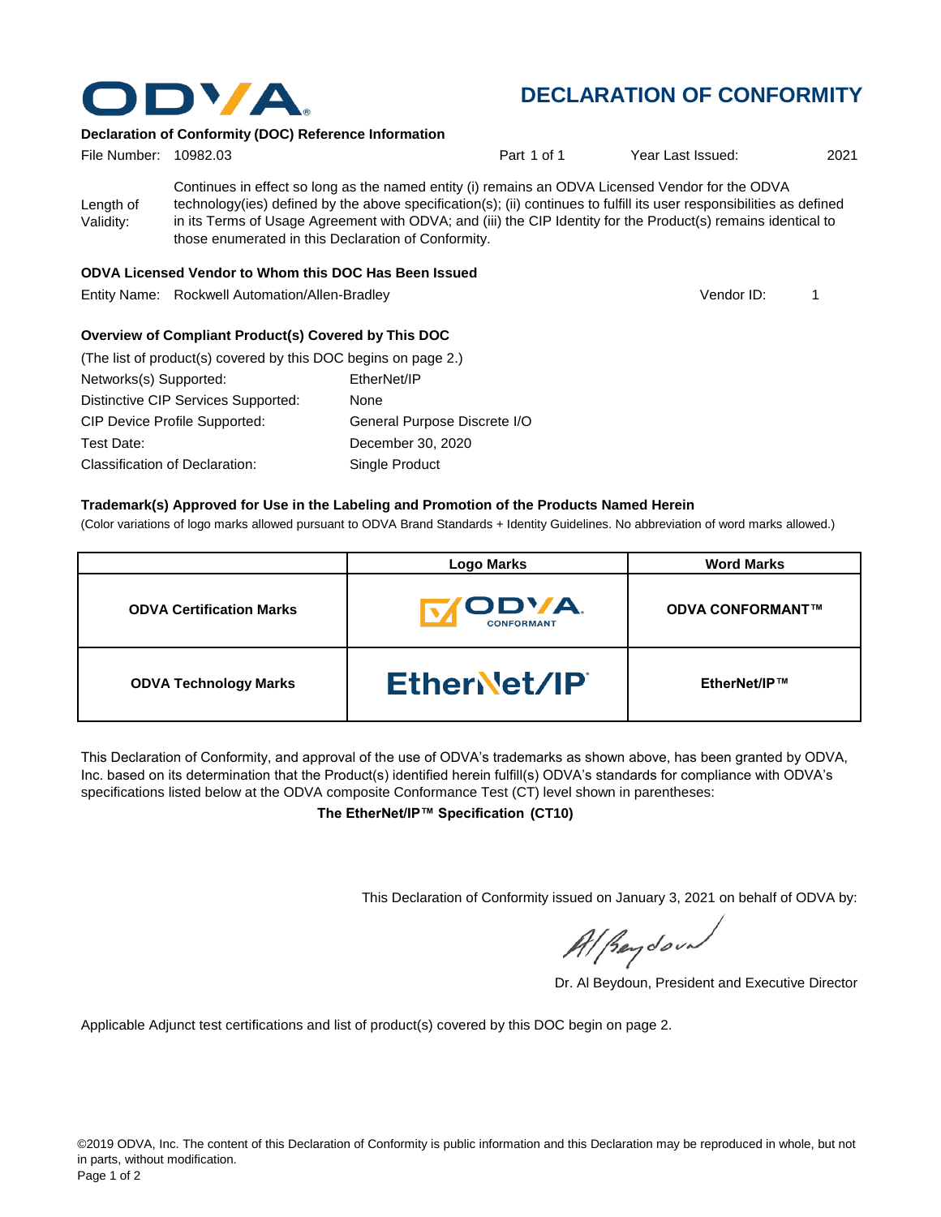ODVA

# DECLARATION OF CONFORMITY

**Declaration of Conformity (DOC) Reference Information**

File Number: 10982.03 | Part 1 of 1 | Year Last Issued: 2021

Length of Validity: Continues in effect so long as the named entity (i) remains an ODVA Licensed Vendor for the ODVA technology(ies) defined by the above specification(s); (ii) continues to fulfill its user responsibilities as defined in its Terms of Usage Agreement with ODVA; and (iii) the CIP Identity for the Product(s) remains identical to those enumerated in this Declaration of Conformity.

**ODVA Licensed Vendor to Whom this DOC Has Been Issued**

Entity Name: Rockwell Automation/Allen-Bradley | Vendor ID: 1

**Overview of Compliant Product(s) Covered by This DOC**

(The list of product(s) covered by this DOC begins on page 2.)

| | |
|---|---|
| Networks(s) Supported: | EtherNet/IP |
| Distinctive CIP Services Supported: | None |
| CIP Device Profile Supported: | General Purpose Discrete I/O |
| Test Date: | December 30, 2020 |
| Classification of Declaration: | Single Product |

**Trademark(s) Approved for Use in the Labeling and Promotion of the Products Named Herein**

(Color variations of logo marks allowed pursuant to ODVA Brand Standards + Identity Guidelines. No abbreviation of word marks allowed.)

| | Logo Marks | Word Marks |
|---|---|---|
| **ODVA Certification Marks** | ODVA CONFORMANT | **ODVA CONFORMANT™** |
| **ODVA Technology Marks** | EtherNet/IP | **EtherNet/IP™** |

This Declaration of Conformity, and approval of the use of ODVA's trademarks as shown above, has been granted by ODVA, Inc. based on its determination that the Product(s) identified herein fulfill(s) ODVA's standards for compliance with ODVA's specifications listed below at the ODVA composite Conformance Test (CT) level shown in parentheses:

**The EtherNet/IP™ Specification (CT10)**

This Declaration of Conformity issued on January 3, 2021 on behalf of ODVA by:

Dr. Al Beydoun, President and Executive Director

Applicable Adjunct test certifications and list of product(s) covered by this DOC begin on page 2.

©2019 ODVA, Inc. The content of this Declaration of Conformity is public information and this Declaration may be reproduced in whole, but not in parts, without modification.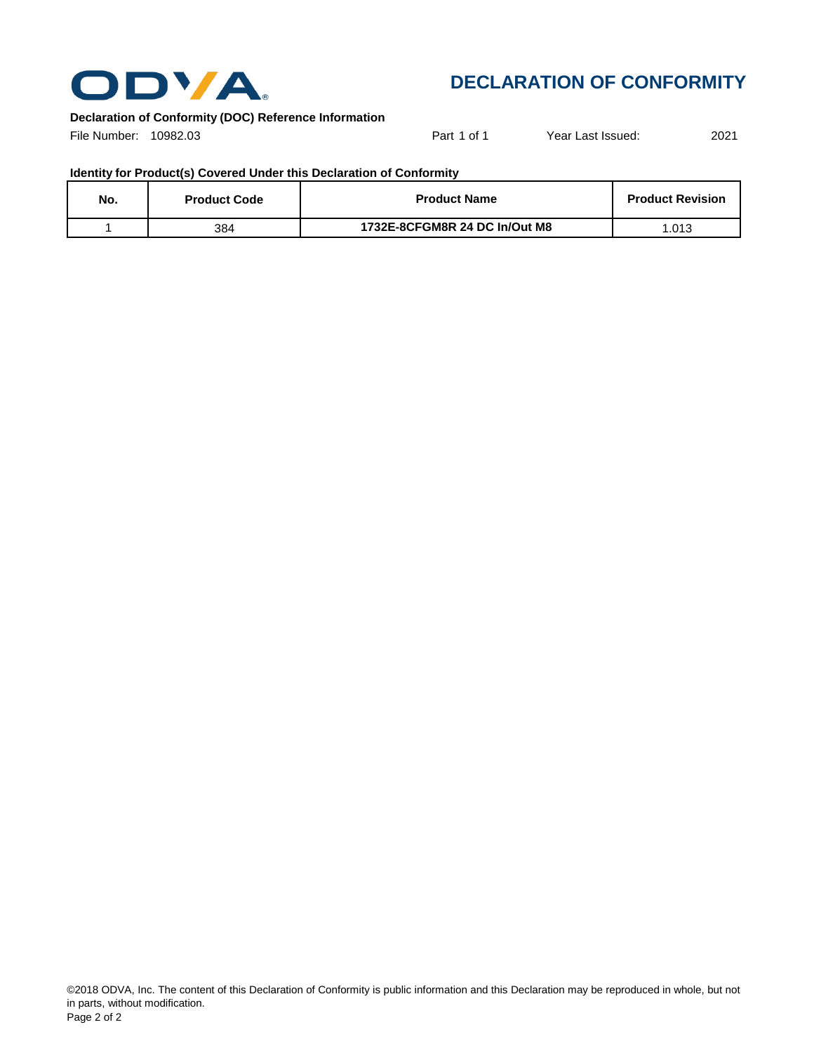# DECLARATION OF CONFORMITY

**Declaration of Conformity (DOC) Reference Information**

File Number: 10982.03 Part 1 of 1 Year Last Issued: 2021

**Identity for Product(s) Covered Under this Declaration of Conformity**

| No. | Product Code | Product Name | Product Revision |
|---|---|---|---|
| 1 | 384 | **1732E-8CFGM8R 24 DC In/Out M8** | 1.013 |

©2018 ODVA, Inc. The content of this Declaration of Conformity is public information and this Declaration may be reproduced in whole, but not in parts, without modification.